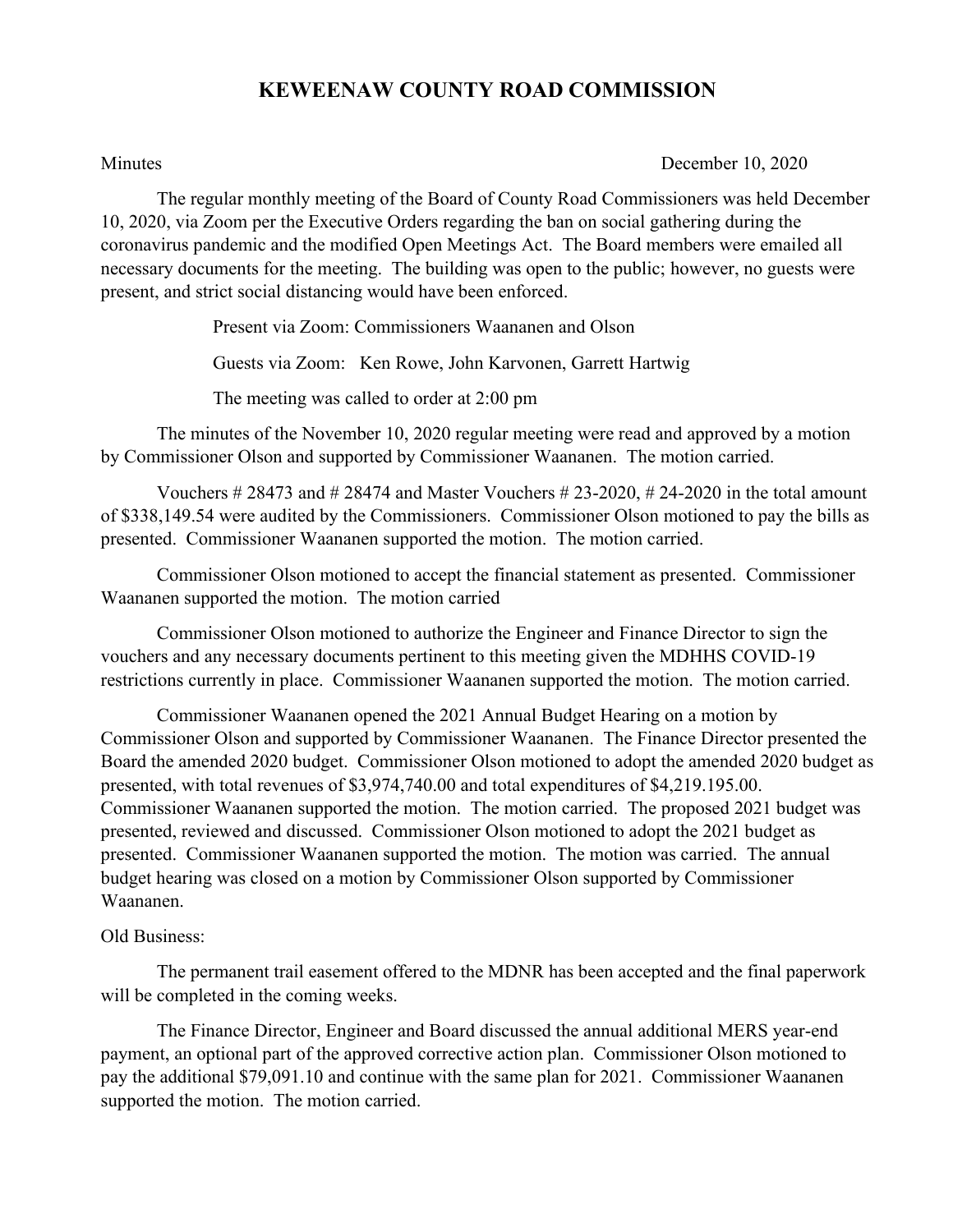# KEWEENAW COUNTY ROAD COMMISSION

Minutes December 10, 2020

The regular monthly meeting of the Board of County Road Commissioners was held December 10, 2020, via Zoom per the Executive Orders regarding the ban on social gathering during the coronavirus pandemic and the modified Open Meetings Act. The Board members were emailed all necessary documents for the meeting. The building was open to the public; however, no guests were present, and strict social distancing would have been enforced.

Present via Zoom: Commissioners Waananen and Olson

Guests via Zoom: Ken Rowe, John Karvonen, Garrett Hartwig

The meeting was called to order at 2:00 pm

The minutes of the November 10, 2020 regular meeting were read and approved by a motion by Commissioner Olson and supported by Commissioner Waananen. The motion carried.

Vouchers # 28473 and # 28474 and Master Vouchers # 23-2020, # 24-2020 in the total amount of $338,149.54 were audited by the Commissioners. Commissioner Olson motioned to pay the bills as presented. Commissioner Waananen supported the motion. The motion carried.

Commissioner Olson motioned to accept the financial statement as presented. Commissioner Waananen supported the motion. The motion carried

Commissioner Olson motioned to authorize the Engineer and Finance Director to sign the vouchers and any necessary documents pertinent to this meeting given the MDHHS COVID-19 restrictions currently in place. Commissioner Waananen supported the motion. The motion carried.

Commissioner Waananen opened the 2021 Annual Budget Hearing on a motion by Commissioner Olson and supported by Commissioner Waananen. The Finance Director presented the Board the amended 2020 budget. Commissioner Olson motioned to adopt the amended 2020 budget as presented, with total revenues of $3,974,740.00 and total expenditures of $4,219,195.00. Commissioner Waananen supported the motion. The motion carried. The proposed 2021 budget was presented, reviewed and discussed. Commissioner Olson motioned to adopt the 2021 budget as presented. Commissioner Waananen supported the motion. The motion was carried. The annual budget hearing was closed on a motion by Commissioner Olson supported by Commissioner Waananen.

Old Business:

The permanent trail easement offered to the MDNR has been accepted and the final paperwork will be completed in the coming weeks.

The Finance Director, Engineer and Board discussed the annual additional MERS year-end payment, an optional part of the approved corrective action plan. Commissioner Olson motioned to pay the additional $79,091.10 and continue with the same plan for 2021. Commissioner Waananen supported the motion. The motion carried.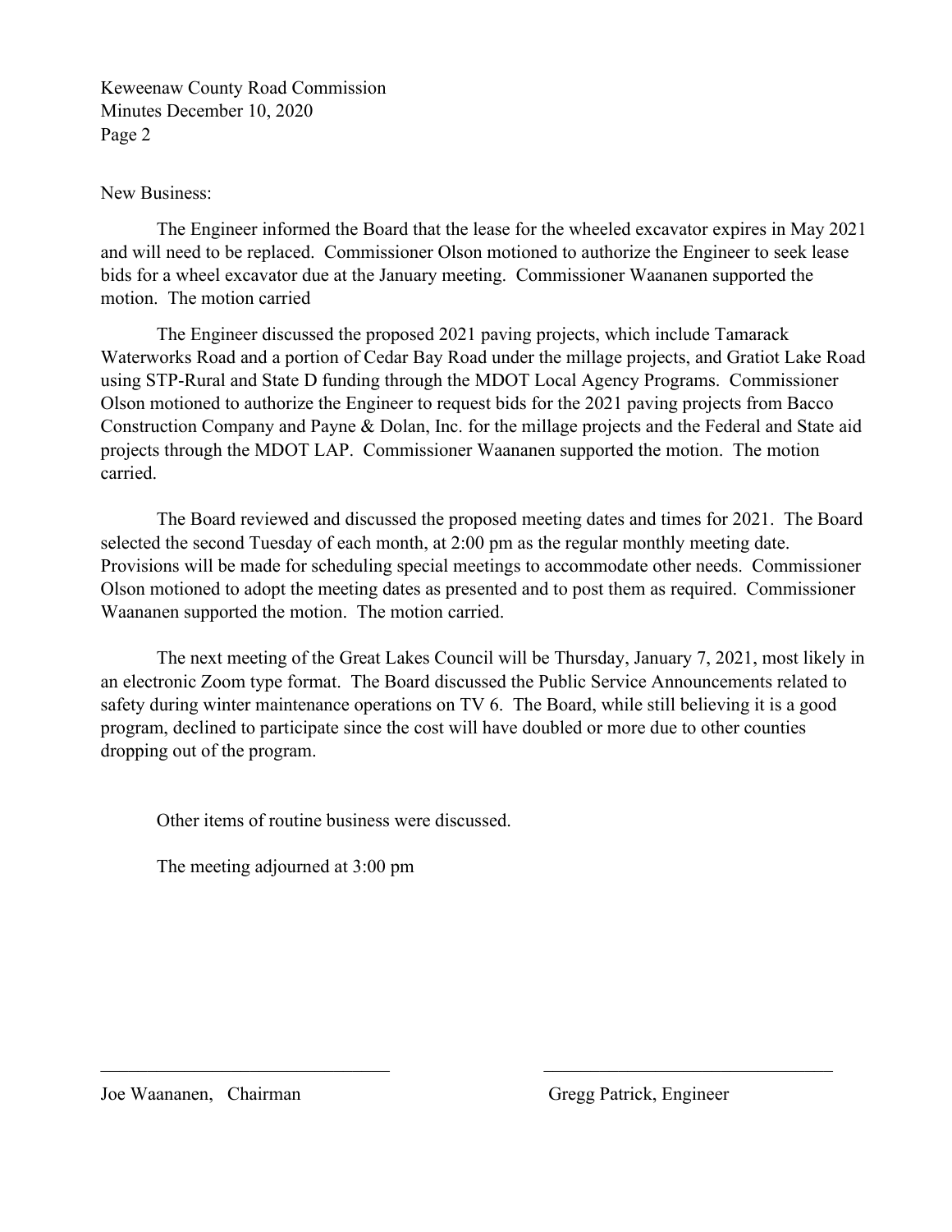New Business:

The Engineer informed the Board that the lease for the wheeled excavator expires in May 2021 and will need to be replaced. Commissioner Olson motioned to authorize the Engineer to seek lease bids for a wheel excavator due at the January meeting. Commissioner Waananen supported the motion. The motion carried

The Engineer discussed the proposed 2021 paving projects, which include Tamarack Waterworks Road and a portion of Cedar Bay Road under the millage projects, and Gratiot Lake Road using STP-Rural and State D funding through the MDOT Local Agency Programs. Commissioner Olson motioned to authorize the Engineer to request bids for the 2021 paving projects from Bacco Construction Company and Payne & Dolan, Inc. for the millage projects and the Federal and State aid projects through the MDOT LAP. Commissioner Waananen supported the motion. The motion carried.

The Board reviewed and discussed the proposed meeting dates and times for 2021. The Board selected the second Tuesday of each month, at 2:00 pm as the regular monthly meeting date. Provisions will be made for scheduling special meetings to accommodate other needs. Commissioner Olson motioned to adopt the meeting dates as presented and to post them as required. Commissioner Waananen supported the motion. The motion carried.

The next meeting of the Great Lakes Council will be Thursday, January 7, 2021, most likely in an electronic Zoom type format. The Board discussed the Public Service Announcements related to safety during winter maintenance operations on TV 6. The Board, while still believing it is a good program, declined to participate since the cost will have doubled or more due to other counties dropping out of the program.

Other items of routine business were discussed.

The meeting adjourned at 3:00 pm

_______________________________ _______________________________

Joe Waananen, Chairman Gregg Patrick, Engineer